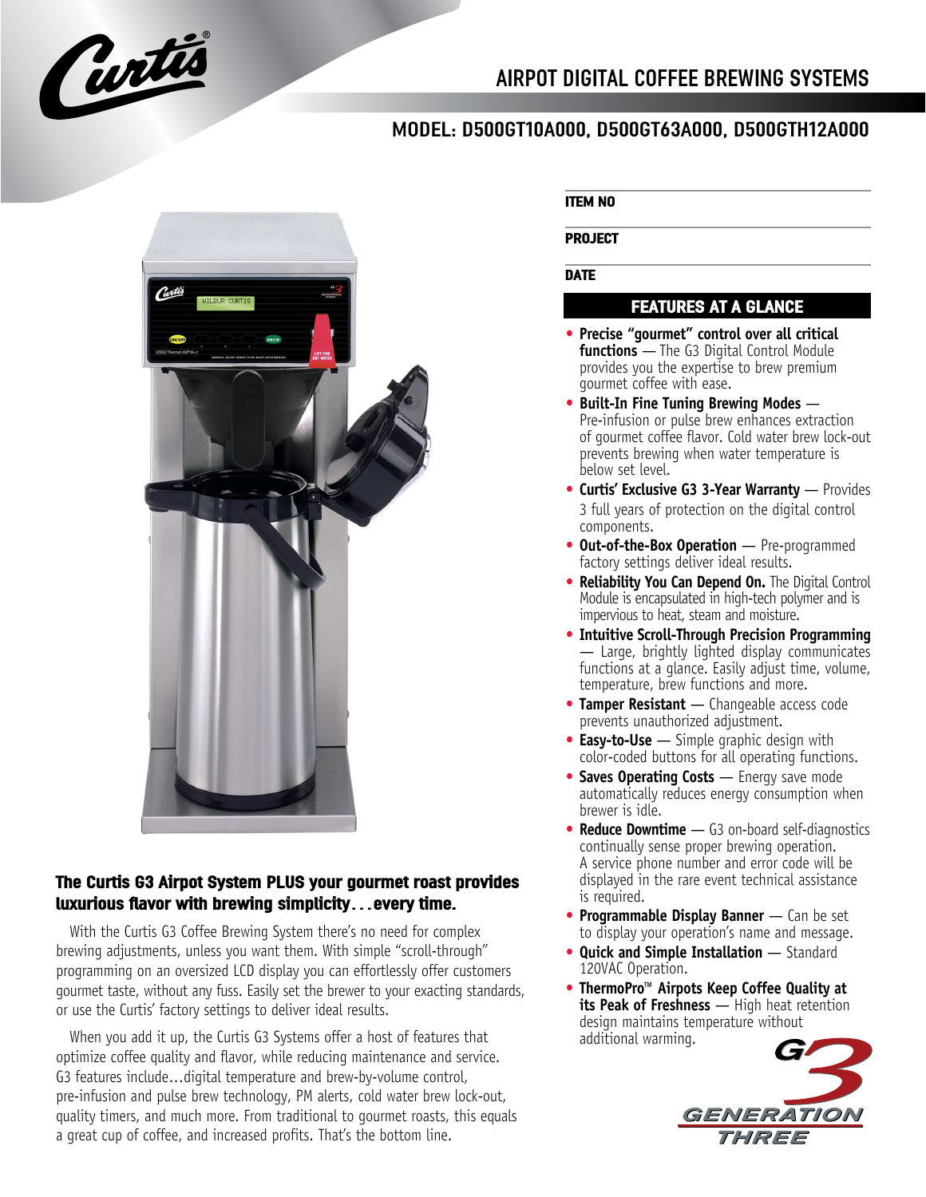# AIRPOT DIGITAL COFFEE BREWING SYSTEMS

## MODEL: D500GT10A000, D500GT63A000, D500GTH12A000

**ITEM NO**

**PROJECT**

**DATE**

### The Curtis G3 Airpot System PLUS your gourmet roast provides luxurious flavor with brewing simplicity. . . every time.

With the Curtis G3 Coffee Brewing System there's no need for complex brewing adjustments, unless you want them. With simple "scroll-through" programming on an oversized LCD display you can effortlessly offer customers gourmet taste, without any fuss. Easily set the brewer to your exacting standards, or use the Curtis' factory settings to deliver ideal results.

When you add it up, the Curtis G3 Systems offer a host of features that optimize coffee quality and flavor, while reducing maintenance and service. G3 features include…digital temperature and brew-by-volume control, pre-infusion and pulse brew technology, PM alerts, cold water brew lock-out, quality timers, and much more. From traditional to gourmet roasts, this equals a great cup of coffee, and increased profits. That's the bottom line.

## FEATURES AT A GLANCE

- **Precise "gourmet" control over all critical functions** — The G3 Digital Control Module provides you the expertise to brew premium gourmet coffee with ease.
- **Built-In Fine Tuning Brewing Modes** — Pre-infusion or pulse brew enhances extraction of gourmet coffee flavor. Cold water brew lock-out prevents brewing when water temperature is below set level.
- **Curtis' Exclusive G3 3-Year Warranty** — Provides 3 full years of protection on the digital control components.
- **Out-of-the-Box Operation** — Pre-programmed factory settings deliver ideal results.
- **Reliability You Can Depend On.** The Digital Control Module is encapsulated in high-tech polymer and is impervious to heat, steam and moisture.
- **Intuitive Scroll-Through Precision Programming** — Large, brightly lighted display communicates functions at a glance. Easily adjust time, volume, temperature, brew functions and more.
- **Tamper Resistant** — Changeable access code prevents unauthorized adjustment.
- **Easy-to-Use** — Simple graphic design with color-coded buttons for all operating functions.
- **Saves Operating Costs** — Energy save mode automatically reduces energy consumption when brewer is idle.
- **Reduce Downtime** — G3 on-board self-diagnostics continually sense proper brewing operation. A service phone number and error code will be displayed in the rare event technical assistance is required.
- **Programmable Display Banner** — Can be set to display your operation's name and message.
- **Quick and Simple Installation** — Standard 120VAC Operation.
- **ThermoPro™ Airpots Keep Coffee Quality at its Peak of Freshness** — High heat retention design maintains temperature without additional warming.

G3 GENERATION THREE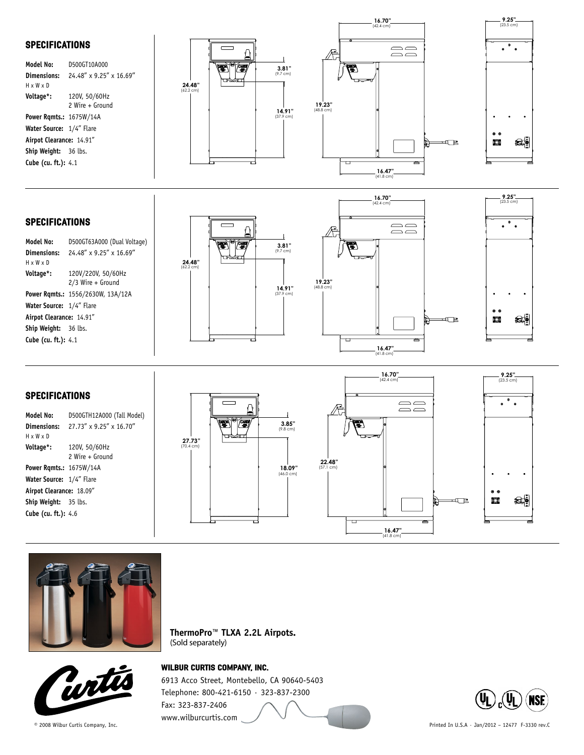## SPECIFICATIONS

**Model No:** D500GT10A000
**Dimensions:** 24.48″ x 9.25″ x 16.69″
H x W x D
**Voltage*:** 120V, 50/60Hz
2 Wire + Ground
**Power Rqmts.:** 1675W/14A
**Water Source:** 1/4″ Flare
**Airpot Clearance:** 14.91″
**Ship Weight:** 36 lbs.
**Cube (cu. ft.):** 4.1

16.70" (42.4 cm)
9.25" (23.5 cm)
3.81" (9.7 cm)
24.48" (62.2 cm)
19.23" (48.8 cm)
14.91" (37.9 cm)
16.47" (41.8 cm)

## SPECIFICATIONS

**Model No:** D500GT63A000 (Dual Voltage)
**Dimensions:** 24.48″ x 9.25″ x 16.69″
H x W x D
**Voltage*:** 120V/220V, 50/60Hz
2/3 Wire + Ground
**Power Rqmts.:** 1556/2630W, 13A/12A
**Water Source:** 1/4″ Flare
**Airpot Clearance:** 14.91″
**Ship Weight:** 36 lbs.
**Cube (cu. ft.):** 4.1

16.70" (42.4 cm)
9.25" (23.5 cm)
3.81" (9.7 cm)
24.48" (62.2 cm)
19.23" (48.8 cm)
14.91" (37.9 cm)
16.47" (41.8 cm)

## SPECIFICATIONS

**Model No:** D500GTH12A000 (Tall Model)
**Dimensions:** 27.73″ x 9.25″ x 16.70″
H x W x D
**Voltage*:** 120V, 50/60Hz
2 Wire + Ground
**Power Rqmts.:** 1675W/14A
**Water Source:** 1/4″ Flare
**Airpot Clearance:** 18.09″
**Ship Weight:** 35 lbs.
**Cube (cu. ft.):** 4.6

16.70" (42.4 cm)
9.25" (23.5 cm)
3.85" (9.8 cm)
27.73" (70.4 cm)
22.48" (57.1 cm)
18.09" (46.0 cm)
16.47" (41.8 cm)

**ThermoPro™ TLXA 2.2L Airpots.**
(Sold separately)

**WILBUR CURTIS COMPANY, INC.**
6913 Acco Street, Montebello, CA 90640-5403
Telephone: 800-421-6150 · 323-837-2300
Fax: 323-837-2406
www.wilburcurtis.com

© 2008 Wilbur Curtis Company, Inc.

Printed In U.S.A · Jan/2012 – 12477 F-3330 rev.C